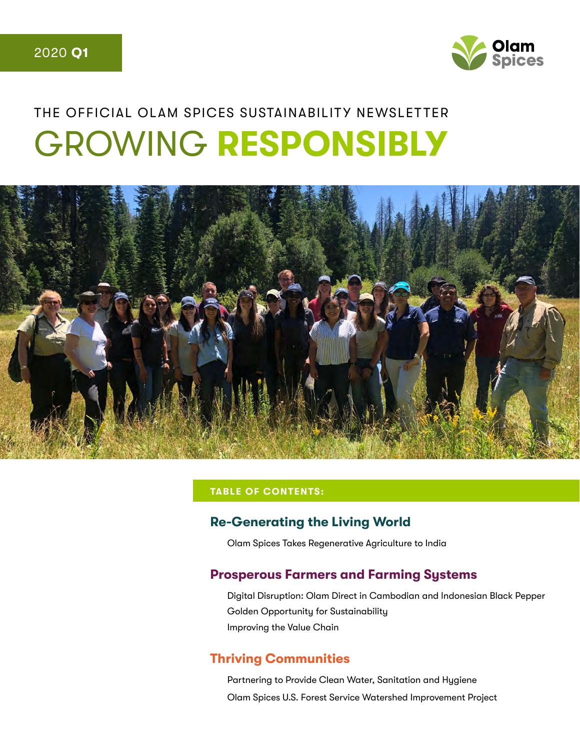2020 **Q1**

Olam Spices

THE OFFICIAL OLAM SPICES SUSTAINABILITY NEWSLETTER

# GROWING **RESPONSIBLY**

**TABLE OF CONTENTS:**

## Re-Generating the Living World

Olam Spices Takes Regenerative Agriculture to India

## Prosperous Farmers and Farming Systems

Digital Disruption: Olam Direct in Cambodian and Indonesian Black Pepper

Golden Opportunity for Sustainability

Improving the Value Chain

## Thriving Communities

Partnering to Provide Clean Water, Sanitation and Hygiene

Olam Spices U.S. Forest Service Watershed Improvement Project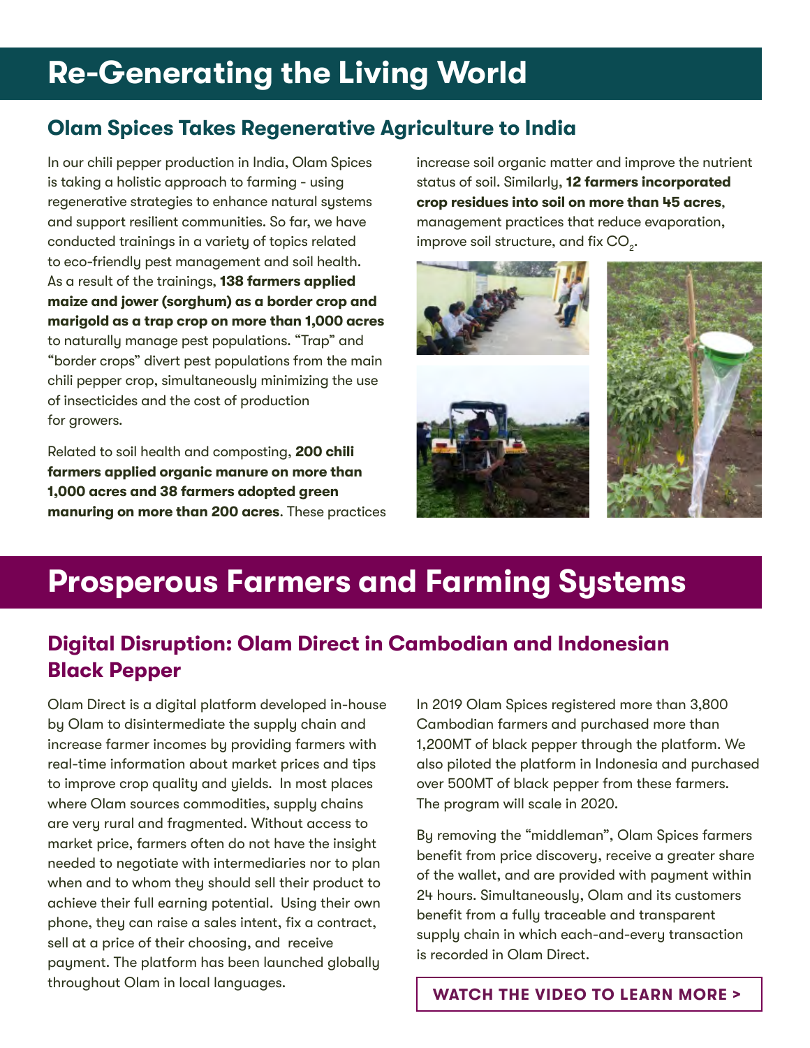# Re-Generating the Living World

## Olam Spices Takes Regenerative Agriculture to India

In our chili pepper production in India, Olam Spices is taking a holistic approach to farming - using regenerative strategies to enhance natural systems and support resilient communities. So far, we have conducted trainings in a variety of topics related to eco-friendly pest management and soil health. As a result of the trainings, **138 farmers applied maize and jower (sorghum) as a border crop and marigold as a trap crop on more than 1,000 acres** to naturally manage pest populations. "Trap" and "border crops" divert pest populations from the main chili pepper crop, simultaneously minimizing the use of insecticides and the cost of production for growers.

Related to soil health and composting, **200 chili farmers applied organic manure on more than 1,000 acres and 38 farmers adopted green manuring on more than 200 acres**. These practices increase soil organic matter and improve the nutrient status of soil. Similarly, **12 farmers incorporated crop residues into soil on more than 45 acres**, management practices that reduce evaporation, improve soil structure, and fix $CO_2$.

# Prosperous Farmers and Farming Systems

## Digital Disruption: Olam Direct in Cambodian and Indonesian Black Pepper

Olam Direct is a digital platform developed in-house by Olam to disintermediate the supply chain and increase farmer incomes by providing farmers with real-time information about market prices and tips to improve crop quality and yields. In most places where Olam sources commodities, supply chains are very rural and fragmented. Without access to market price, farmers often do not have the insight needed to negotiate with intermediaries nor to plan when and to whom they should sell their product to achieve their full earning potential. Using their own phone, they can raise a sales intent, fix a contract, sell at a price of their choosing, and receive payment. The platform has been launched globally throughout Olam in local languages.

In 2019 Olam Spices registered more than 3,800 Cambodian farmers and purchased more than 1,200MT of black pepper through the platform. We also piloted the platform in Indonesia and purchased over 500MT of black pepper from these farmers. The program will scale in 2020.

By removing the "middleman", Olam Spices farmers benefit from price discovery, receive a greater share of the wallet, and are provided with payment within 24 hours. Simultaneously, Olam and its customers benefit from a fully traceable and transparent supply chain in which each-and-every transaction is recorded in Olam Direct.

**WATCH THE VIDEO TO LEARN MORE >**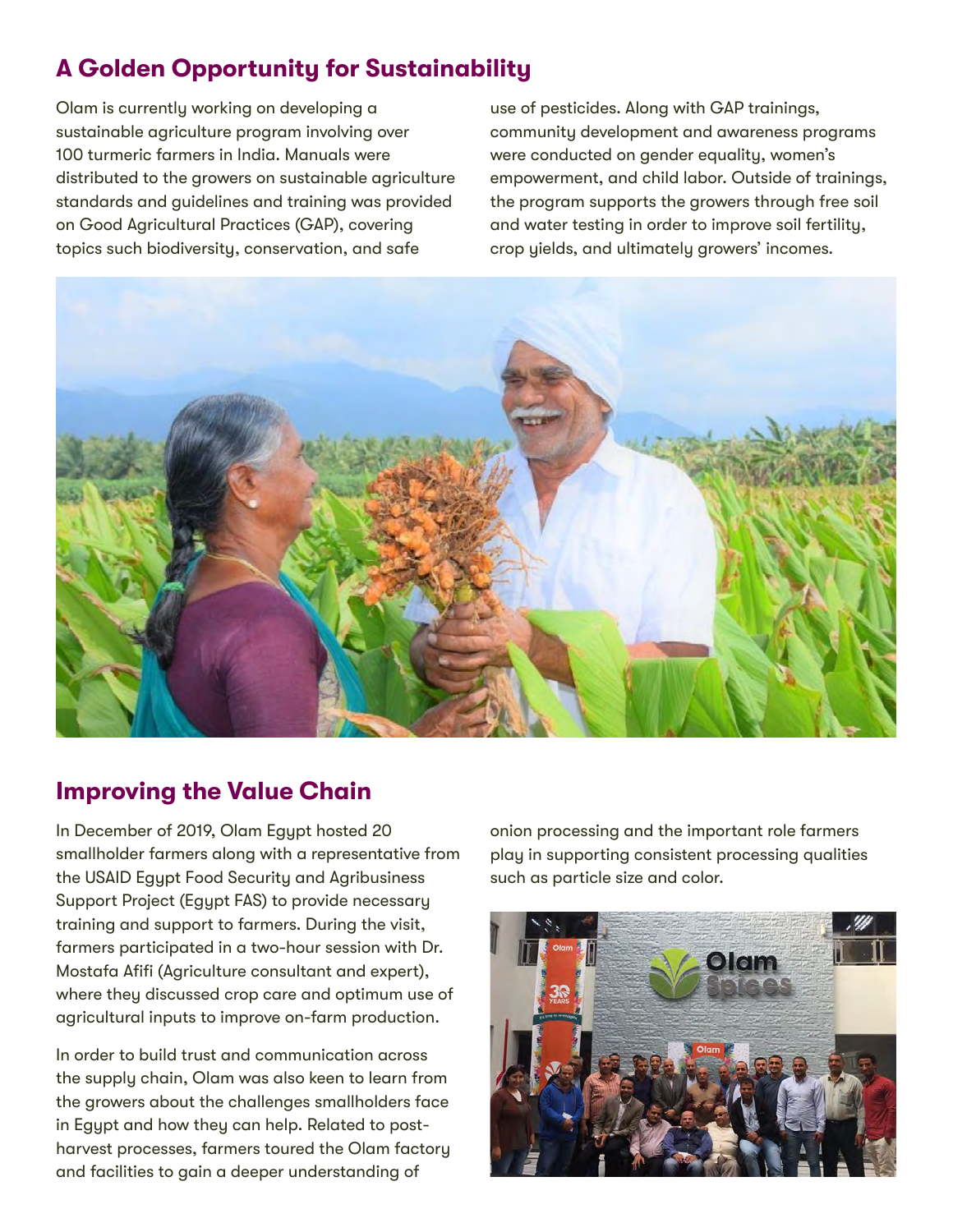## A Golden Opportunity for Sustainability

Olam is currently working on developing a sustainable agriculture program involving over 100 turmeric farmers in India. Manuals were distributed to the growers on sustainable agriculture standards and guidelines and training was provided on Good Agricultural Practices (GAP), covering topics such biodiversity, conservation, and safe use of pesticides. Along with GAP trainings, community development and awareness programs were conducted on gender equality, women's empowerment, and child labor. Outside of trainings, the program supports the growers through free soil and water testing in order to improve soil fertility, crop yields, and ultimately growers' incomes.

## Improving the Value Chain

In December of 2019, Olam Egypt hosted 20 smallholder farmers along with a representative from the USAID Egypt Food Security and Agribusiness Support Project (Egypt FAS) to provide necessary training and support to farmers. During the visit, farmers participated in a two-hour session with Dr. Mostafa Afifi (Agriculture consultant and expert), where they discussed crop care and optimum use of agricultural inputs to improve on-farm production.

In order to build trust and communication across the supply chain, Olam was also keen to learn from the growers about the challenges smallholders face in Egypt and how they can help. Related to post-harvest processes, farmers toured the Olam factory and facilities to gain a deeper understanding of onion processing and the important role farmers play in supporting consistent processing qualities such as particle size and color.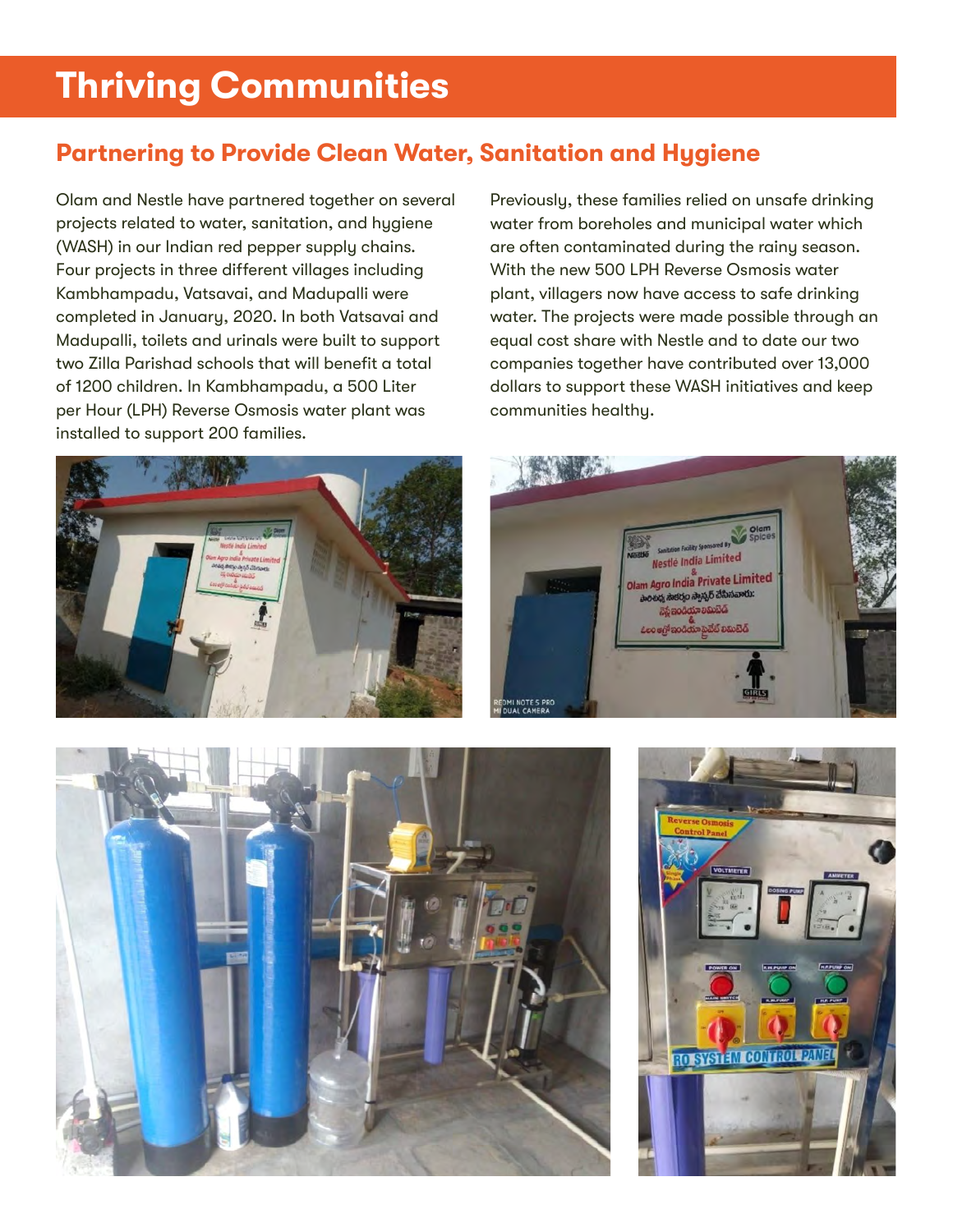# Thriving Communities

## Partnering to Provide Clean Water, Sanitation and Hygiene

Olam and Nestle have partnered together on several projects related to water, sanitation, and hygiene (WASH) in our Indian red pepper supply chains. Four projects in three different villages including Kambhampadu, Vatsavai, and Madupalli were completed in January, 2020. In both Vatsavai and Madupalli, toilets and urinals were built to support two Zilla Parishad schools that will benefit a total of 1200 children. In Kambhampadu, a 500 Liter per Hour (LPH) Reverse Osmosis water plant was installed to support 200 families.

Previously, these families relied on unsafe drinking water from boreholes and municipal water which are often contaminated during the rainy season. With the new 500 LPH Reverse Osmosis water plant, villagers now have access to safe drinking water. The projects were made possible through an equal cost share with Nestle and to date our two companies together have contributed over 13,000 dollars to support these WASH initiatives and keep communities healthy.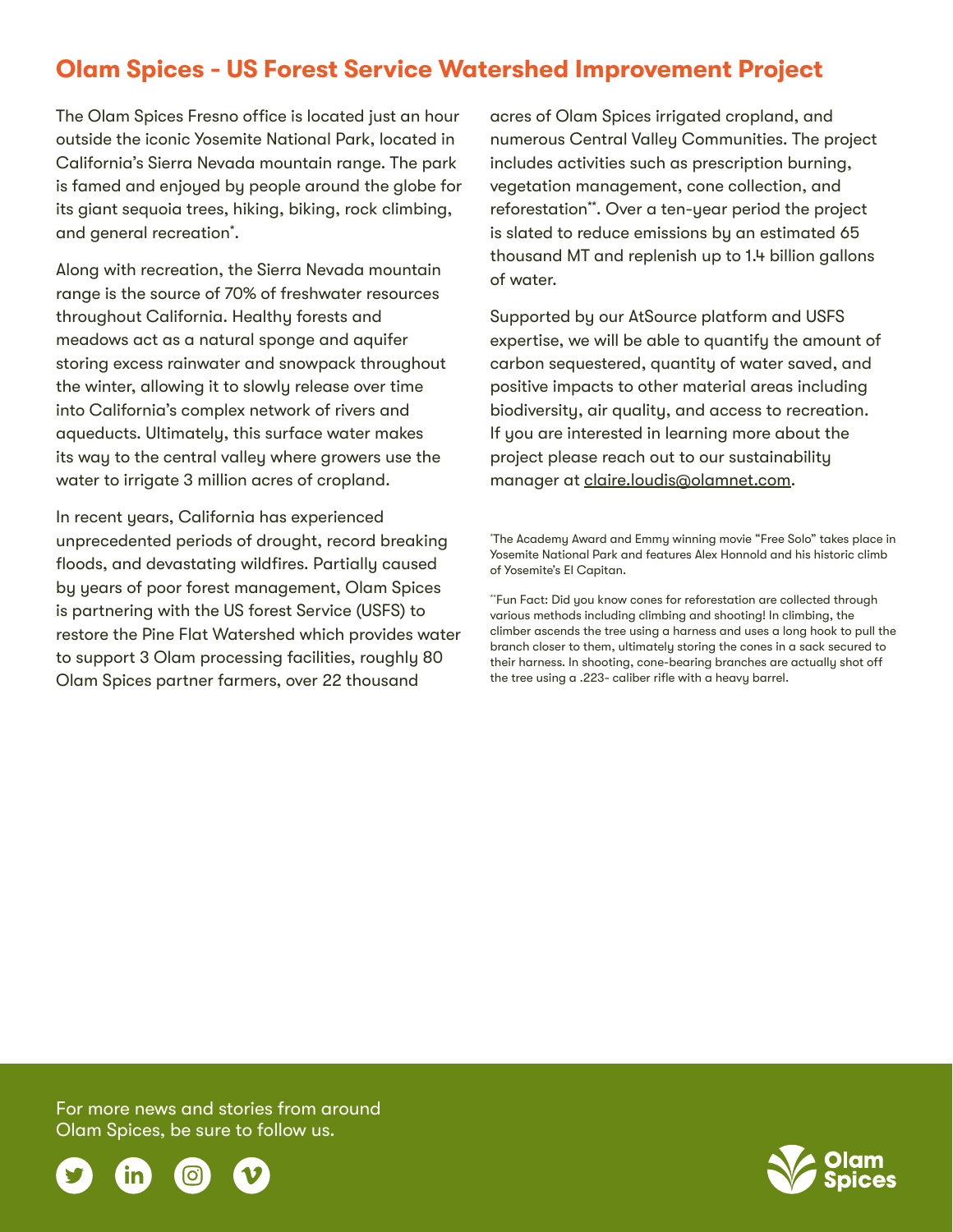## Olam Spices - US Forest Service Watershed Improvement Project

The Olam Spices Fresno office is located just an hour outside the iconic Yosemite National Park, located in California's Sierra Nevada mountain range. The park is famed and enjoyed by people around the globe for its giant sequoia trees, hiking, biking, rock climbing, and general recreation*.

Along with recreation, the Sierra Nevada mountain range is the source of 70% of freshwater resources throughout California. Healthy forests and meadows act as a natural sponge and aquifer storing excess rainwater and snowpack throughout the winter, allowing it to slowly release over time into California's complex network of rivers and aqueducts. Ultimately, this surface water makes its way to the central valley where growers use the water to irrigate 3 million acres of cropland.

In recent years, California has experienced unprecedented periods of drought, record breaking floods, and devastating wildfires. Partially caused by years of poor forest management, Olam Spices is partnering with the US forest Service (USFS) to restore the Pine Flat Watershed which provides water to support 3 Olam processing facilities, roughly 80 Olam Spices partner farmers, over 22 thousand acres of Olam Spices irrigated cropland, and numerous Central Valley Communities. The project includes activities such as prescription burning, vegetation management, cone collection, and reforestation**. Over a ten-year period the project is slated to reduce emissions by an estimated 65 thousand MT and replenish up to 1.4 billion gallons of water.

Supported by our AtSource platform and USFS expertise, we will be able to quantify the amount of carbon sequestered, quantity of water saved, and positive impacts to other material areas including biodiversity, air quality, and access to recreation. If you are interested in learning more about the project please reach out to our sustainability manager at claire.loudis@olamnet.com.

*The Academy Award and Emmy winning movie "Free Solo" takes place in Yosemite National Park and features Alex Honnold and his historic climb of Yosemite's El Capitan.

**Fun Fact: Did you know cones for reforestation are collected through various methods including climbing and shooting! In climbing, the climber ascends the tree using a harness and uses a long hook to pull the branch closer to them, ultimately storing the cones in a sack secured to their harness. In shooting, cone-bearing branches are actually shot off the tree using a .223- caliber rifle with a heavy barrel.

For more news and stories from around Olam Spices, be sure to follow us.

Olam Spices